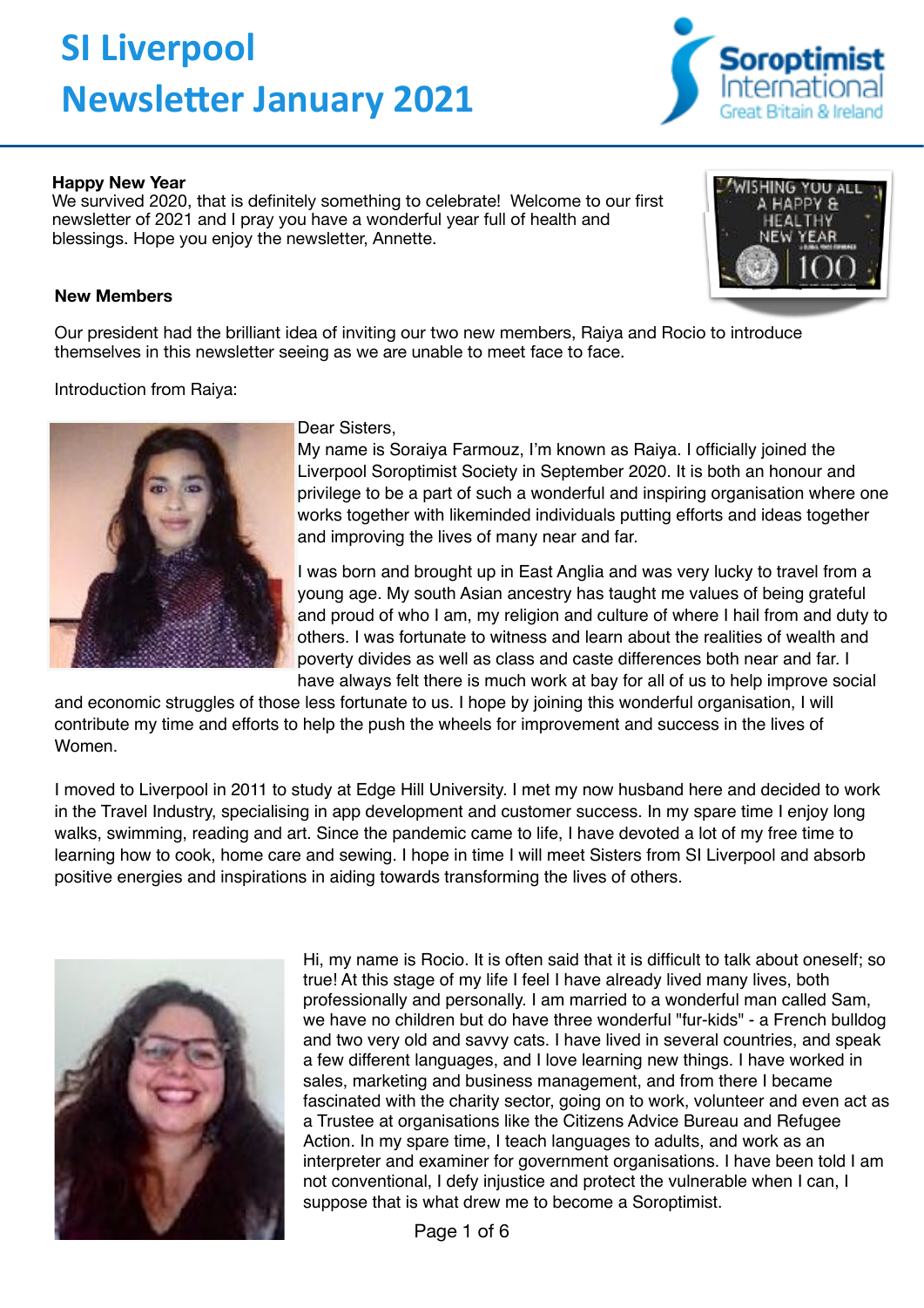# SI Liverpool
# Newsletter January 2021

**Happy New Year**

We survived 2020, that is definitely something to celebrate! Welcome to our first newsletter of 2021 and I pray you have a wonderful year full of health and blessings. Hope you enjoy the newsletter, Annette.

**New Members**

Our president had the brilliant idea of inviting our two new members, Raiya and Rocio to introduce themselves in this newsletter seeing as we are unable to meet face to face.

Introduction from Raiya:

Dear Sisters,

My name is Soraiya Farmouz, I'm known as Raiya. I officially joined the Liverpool Soroptimist Society in September 2020. It is both an honour and privilege to be a part of such a wonderful and inspiring organisation where one works together with likeminded individuals putting efforts and ideas together and improving the lives of many near and far.

I was born and brought up in East Anglia and was very lucky to travel from a young age. My south Asian ancestry has taught me values of being grateful and proud of who I am, my religion and culture of where I hail from and duty to others. I was fortunate to witness and learn about the realities of wealth and poverty divides as well as class and caste differences both near and far. I have always felt there is much work at bay for all of us to help improve social and economic struggles of those less fortunate to us. I hope by joining this wonderful organisation, I will contribute my time and efforts to help the push the wheels for improvement and success in the lives of Women.

I moved to Liverpool in 2011 to study at Edge Hill University. I met my now husband here and decided to work in the Travel Industry, specialising in app development and customer success. In my spare time I enjoy long walks, swimming, reading and art. Since the pandemic came to life, I have devoted a lot of my free time to learning how to cook, home care and sewing. I hope in time I will meet Sisters from SI Liverpool and absorb positive energies and inspirations in aiding towards transforming the lives of others.

Hi, my name is Rocio. It is often said that it is difficult to talk about oneself; so true! At this stage of my life I feel I have already lived many lives, both professionally and personally. I am married to a wonderful man called Sam, we have no children but do have three wonderful "fur-kids" - a French bulldog and two very old and savvy cats. I have lived in several countries, and speak a few different languages, and I love learning new things. I have worked in sales, marketing and business management, and from there I became fascinated with the charity sector, going on to work, volunteer and even act as a Trustee at organisations like the Citizens Advice Bureau and Refugee Action. In my spare time, I teach languages to adults, and work as an interpreter and examiner for government organisations. I have been told I am not conventional, I defy injustice and protect the vulnerable when I can, I suppose that is what drew me to become a Soroptimist.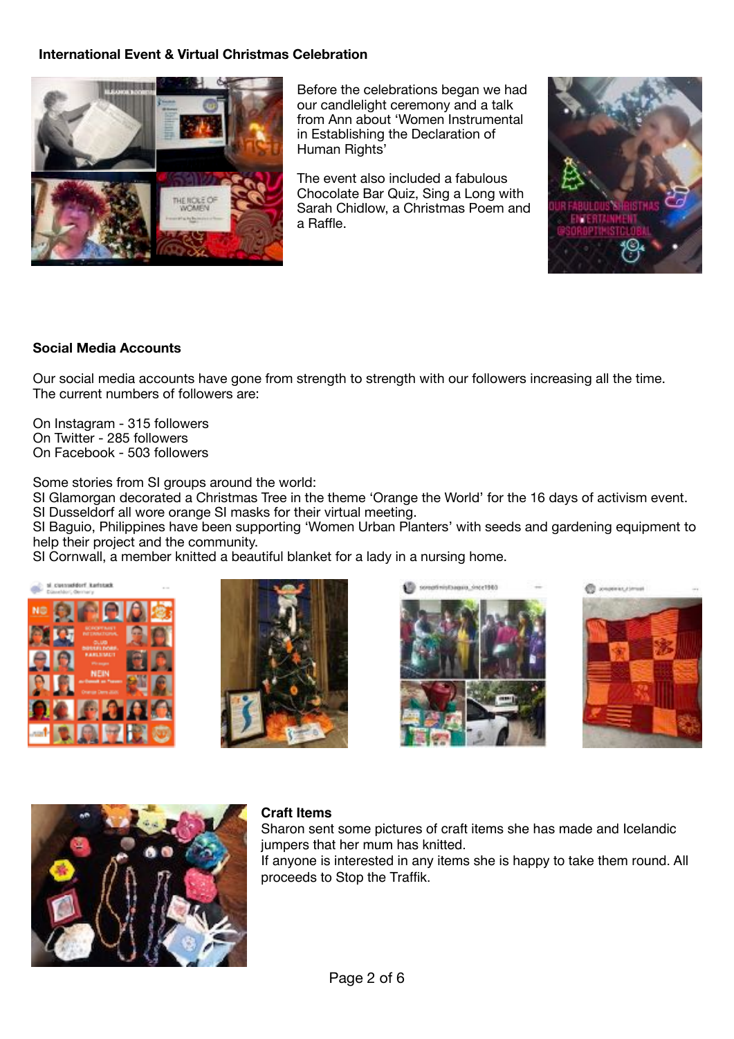**International Event & Virtual Christmas Celebration**

Before the celebrations began we had our candlelight ceremony and a talk from Ann about 'Women Instrumental in Establishing the Declaration of Human Rights'

The event also included a fabulous Chocolate Bar Quiz, Sing a Long with Sarah Chidlow, a Christmas Poem and a Raffle.

**Social Media Accounts**

Our social media accounts have gone from strength to strength with our followers increasing all the time. The current numbers of followers are:

On Instagram - 315 followers
On Twitter - 285 followers
On Facebook - 503 followers

Some stories from SI groups around the world:
SI Glamorgan decorated a Christmas Tree in the theme 'Orange the World' for the 16 days of activism event.
SI Dusseldorf all wore orange SI masks for their virtual meeting.
SI Baguio, Philippines have been supporting 'Women Urban Planters' with seeds and gardening equipment to help their project and the community.
SI Cornwall, a member knitted a beautiful blanket for a lady in a nursing home.

**Craft Items**

Sharon sent some pictures of craft items she has made and Icelandic jumpers that her mum has knitted.
If anyone is interested in any items she is happy to take them round. All proceeds to Stop the Traffik.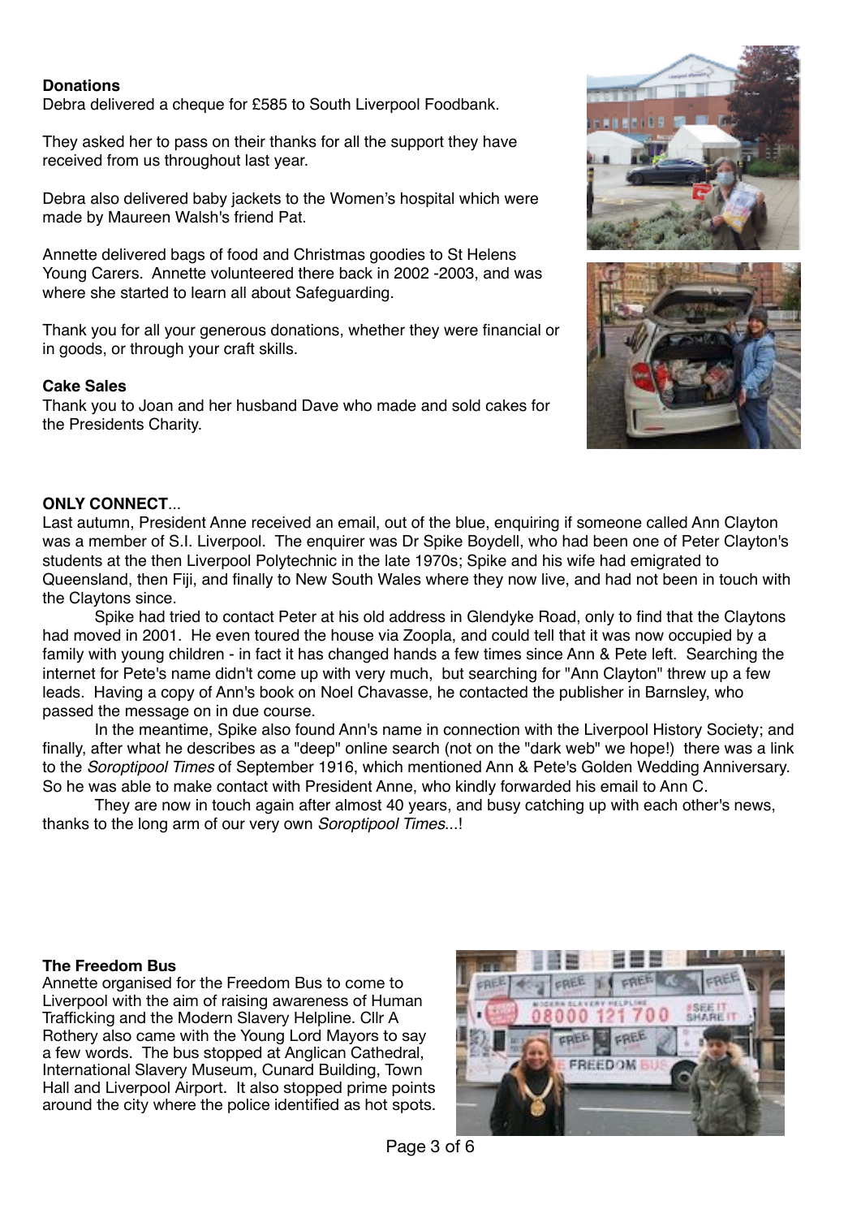**Donations**

Debra delivered a cheque for £585 to South Liverpool Foodbank.

They asked her to pass on their thanks for all the support they have received from us throughout last year.

Debra also delivered baby jackets to the Women's hospital which were made by Maureen Walsh's friend Pat.

Annette delivered bags of food and Christmas goodies to St Helens Young Carers. Annette volunteered there back in 2002 -2003, and was where she started to learn all about Safeguarding.

Thank you for all your generous donations, whether they were financial or in goods, or through your craft skills.

**Cake Sales**

Thank you to Joan and her husband Dave who made and sold cakes for the Presidents Charity.

**ONLY CONNECT**...

Last autumn, President Anne received an email, out of the blue, enquiring if someone called Ann Clayton was a member of S.I. Liverpool. The enquirer was Dr Spike Boydell, who had been one of Peter Clayton's students at the then Liverpool Polytechnic in the late 1970s; Spike and his wife had emigrated to Queensland, then Fiji, and finally to New South Wales where they now live, and had not been in touch with the Claytons since.

Spike had tried to contact Peter at his old address in Glendyke Road, only to find that the Claytons had moved in 2001. He even toured the house via Zoopla, and could tell that it was now occupied by a family with young children - in fact it has changed hands a few times since Ann & Pete left. Searching the internet for Pete's name didn't come up with very much, but searching for "Ann Clayton" threw up a few leads. Having a copy of Ann's book on Noel Chavasse, he contacted the publisher in Barnsley, who passed the message on in due course.

In the meantime, Spike also found Ann's name in connection with the Liverpool History Society; and finally, after what he describes as a "deep" online search (not on the "dark web" we hope!) there was a link to the *Soroptipool Times* of September 1916, which mentioned Ann & Pete's Golden Wedding Anniversary. So he was able to make contact with President Anne, who kindly forwarded his email to Ann C.

They are now in touch again after almost 40 years, and busy catching up with each other's news, thanks to the long arm of our very own *Soroptipool Times*...!

**The Freedom Bus**

Annette organised for the Freedom Bus to come to Liverpool with the aim of raising awareness of Human Trafficking and the Modern Slavery Helpline. Cllr A Rothery also came with the Young Lord Mayors to say a few words. The bus stopped at Anglican Cathedral, International Slavery Museum, Cunard Building, Town Hall and Liverpool Airport. It also stopped prime points around the city where the police identified as hot spots.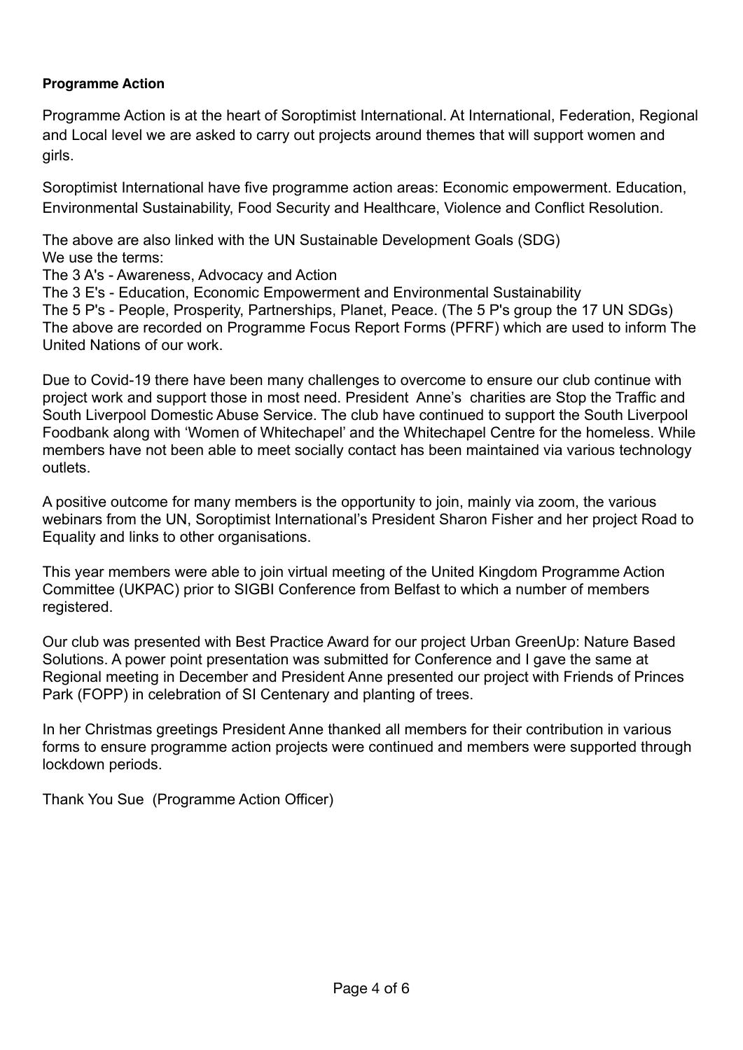**Programme Action**

Programme Action is at the heart of Soroptimist International. At International, Federation, Regional and Local level we are asked to carry out projects around themes that will support women and girls.

Soroptimist International have five programme action areas: Economic empowerment. Education, Environmental Sustainability, Food Security and Healthcare, Violence and Conflict Resolution.

The above are also linked with the UN Sustainable Development Goals (SDG)
We use the terms:
The 3 A's - Awareness, Advocacy and Action
The 3 E's - Education, Economic Empowerment and Environmental Sustainability
The 5 P's - People, Prosperity, Partnerships, Planet, Peace. (The 5 P's group the 17 UN SDGs)
The above are recorded on Programme Focus Report Forms (PFRF) which are used to inform The United Nations of our work.

Due to Covid-19 there have been many challenges to overcome to ensure our club continue with project work and support those in most need. President Anne's charities are Stop the Traffic and South Liverpool Domestic Abuse Service. The club have continued to support the South Liverpool Foodbank along with 'Women of Whitechapel' and the Whitechapel Centre for the homeless. While members have not been able to meet socially contact has been maintained via various technology outlets.

A positive outcome for many members is the opportunity to join, mainly via zoom, the various webinars from the UN, Soroptimist International's President Sharon Fisher and her project Road to Equality and links to other organisations.

This year members were able to join virtual meeting of the United Kingdom Programme Action Committee (UKPAC) prior to SIGBI Conference from Belfast to which a number of members registered.

Our club was presented with Best Practice Award for our project Urban GreenUp: Nature Based Solutions. A power point presentation was submitted for Conference and I gave the same at Regional meeting in December and President Anne presented our project with Friends of Princes Park (FOPP) in celebration of SI Centenary and planting of trees.

In her Christmas greetings President Anne thanked all members for their contribution in various forms to ensure programme action projects were continued and members were supported through lockdown periods.

Thank You Sue (Programme Action Officer)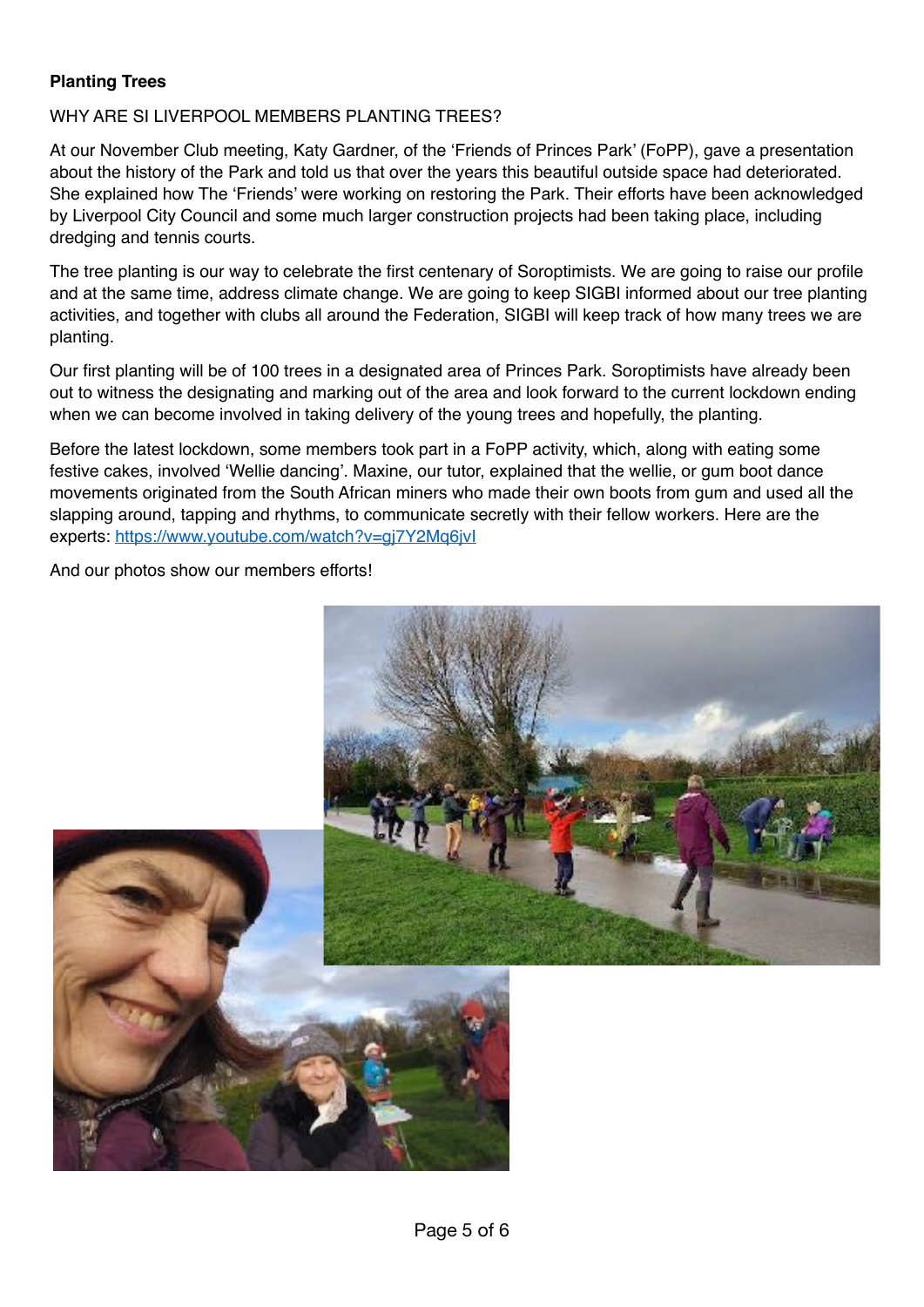**Planting Trees**

WHY ARE SI LIVERPOOL MEMBERS PLANTING TREES?

At our November Club meeting, Katy Gardner, of the 'Friends of Princes Park' (FoPP), gave a presentation about the history of the Park and told us that over the years this beautiful outside space had deteriorated. She explained how The 'Friends' were working on restoring the Park. Their efforts have been acknowledged by Liverpool City Council and some much larger construction projects had been taking place, including dredging and tennis courts.

The tree planting is our way to celebrate the first centenary of Soroptimists. We are going to raise our profile and at the same time, address climate change. We are going to keep SIGBI informed about our tree planting activities, and together with clubs all around the Federation, SIGBI will keep track of how many trees we are planting.

Our first planting will be of 100 trees in a designated area of Princes Park. Soroptimists have already been out to witness the designating and marking out of the area and look forward to the current lockdown ending when we can become involved in taking delivery of the young trees and hopefully, the planting.

Before the latest lockdown, some members took part in a FoPP activity, which, along with eating some festive cakes, involved 'Wellie dancing'. Maxine, our tutor, explained that the wellie, or gum boot dance movements originated from the South African miners who made their own boots from gum and used all the slapping around, tapping and rhythms, to communicate secretly with their fellow workers. Here are the experts: https://www.youtube.com/watch?v=gj7Y2Mq6jvI

And our photos show our members efforts!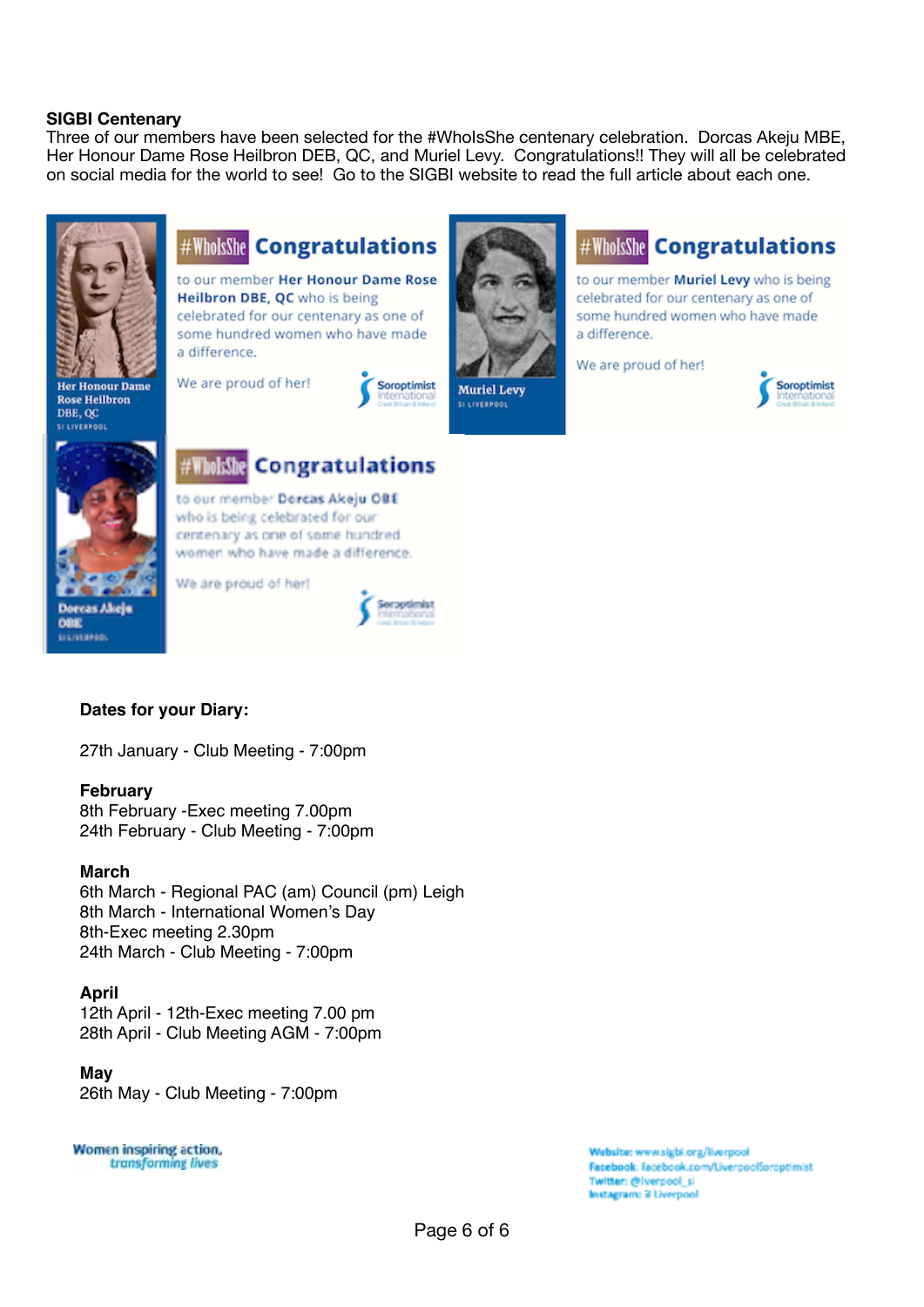**SIGBI Centenary**

Three of our members have been selected for the #WhoIsShe centenary celebration. Dorcas Akeju MBE, Her Honour Dame Rose Heilbron DEB, QC, and Muriel Levy. Congratulations!! They will all be celebrated on social media for the world to see! Go to the SIGBI website to read the full article about each one.

Her Honour Dame Rose Heilbron DBE, QC
SI LIVERPOOL

#WhoIsShe Congratulations

to our member **Her Honour Dame Rose Heilbron DBE, QC** who is being celebrated for our centenary as one of some hundred women who have made a difference.

We are proud of her!

Soroptimist International Great Britain & Ireland

Muriel Levy
SI LIVERPOOL

#WhoIsShe Congratulations

to our member **Muriel Levy** who is being celebrated for our centenary as one of some hundred women who have made a difference.

We are proud of her!

Soroptimist International Great Britain & Ireland

Dorcas Akeju OBE
SI LIVERPOOL

#WhoIsShe Congratulations

to our member **Dorcas Akeju OBE** who is being celebrated for our centenary as one of some hundred women who have made a difference.

We are proud of her!

Soroptimist International Great Britain & Ireland

**Dates for your Diary:**

27th January - Club Meeting - 7:00pm

**February**
8th February -Exec meeting 7.00pm
24th February - Club Meeting - 7:00pm

**March**
6th March - Regional PAC (am) Council (pm) Leigh
8th March - International Women's Day
8th-Exec meeting 2.30pm
24th March - Club Meeting - 7:00pm

**April**
12th April - 12th-Exec meeting 7.00 pm
28th April - Club Meeting AGM - 7:00pm

**May**
26th May - Club Meeting - 7:00pm

Women inspiring action, *transforming lives*

**Website:** www.sigbi.org/liverpool
**Facebook:** facebook.com/LiverpoolSoroptimist
**Twitter:** @liverpool_si
**Instagram:** SI Liverpool